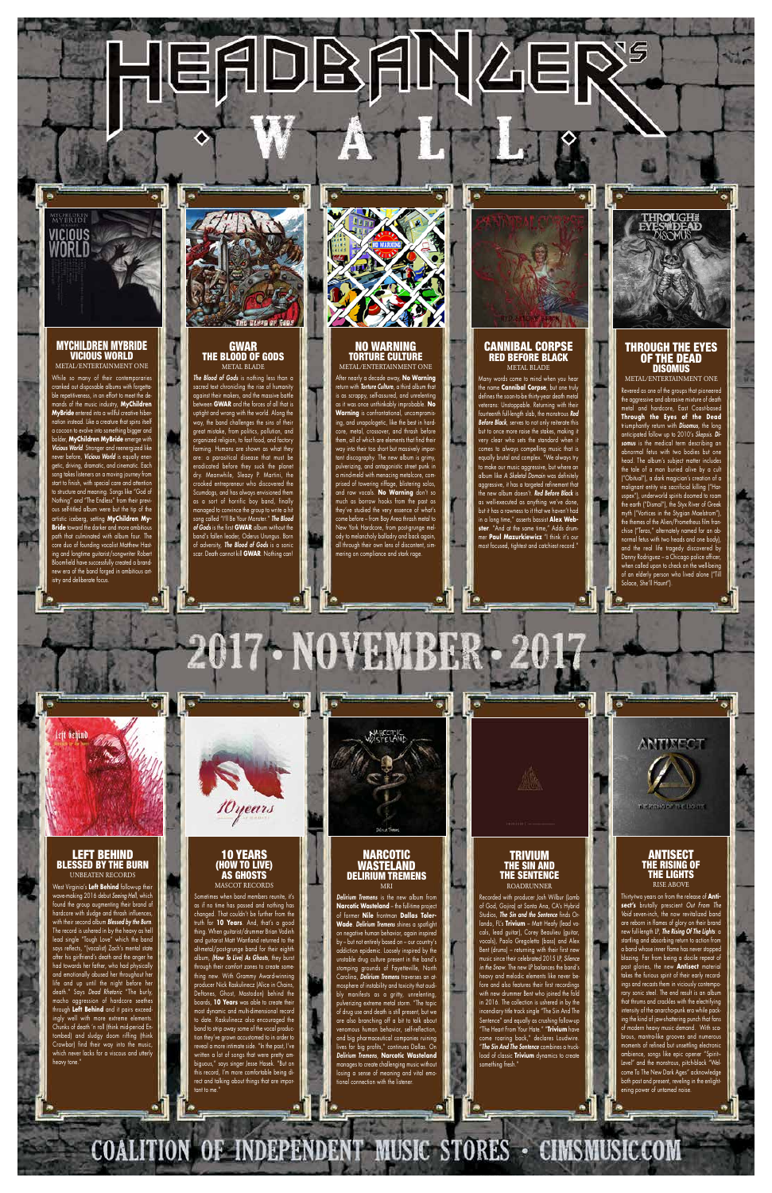# HEADBANGER'S WALL

## MYCHILDREN MYBRIDE
### VICIOUS WORLD
METAL/ENTERTAINMENT ONE

While so many of their contemporaries cranked out disposable albums with forgettable repetitiveness, in an effort to meet the demands of the music industry, **MyChildren MyBride** entered into a willful creative hibernation instead. Like a creature that spins itself a cocoon to evolve into something bigger and bolder, **MyChildren MyBride** emerge with ***Vicious World***. Stronger and reenergized like never before, ***Vicious World*** is equally energetic, driving, dramatic, and cinematic. Each song takes listeners on a moving journey from start to finish, with special care and attention to structure and meaning. Songs like "God of Nothing" and "The Endless" from their previous self-titled album were but the tip of the artistic iceberg, setting **MyChildren MyBride** toward the darker and more ambitious path that culminated with album four. The core duo of founding vocalist Matthew Hasting and longtime guitarist/songwriter Robert Bloomfield have successfully created a brand-new era of the band forged in ambitious artistry and deliberate focus.

## GWAR
### THE BLOOD OF GODS
METAL BLADE

***The Blood of Gods*** is nothing less than a sacred text chronicling the rise of humanity against their makers, and the massive battle between **GWAR** and the forces of all that is uptight and wrong with the world. Along the way, the band challenges the sins of their great mistake, from politics, pollution, and organized religion, to fast food, and factory farming. Humans are shown as what they are: a parasitical disease that must be eradicated before they suck the planet dry. Meanwhile, Sleazy P. Martini, the crooked entrepreneur who discovered the Scumdogs, and has always envisioned them as a sort of horrific boy band, finally managed to convince the group to write a hit song called "I'll Be Your Monster." ***The Blood of Gods*** is the first **GWAR** album without the band's fallen leader, Oderus Urungus. Born of adversity, ***The Blood of Gods*** is a sonic scar. Death cannot kill **GWAR**. Nothing can!

## NO WARNING
### TORTURE CULTURE
METAL/ENTERTAINMENT ONE

After nearly a decade away, **No Warning** return with ***Torture Culture***, a third album that is as scrappy, self-assured, and unrelenting as it was once unthinkably improbable. **No Warning** is confrontational, uncompromising, and unapologetic, like the best in hardcore, metal, crossover, and thrash before them, all of which are elements that find their way into their too short but massively important discography. The new album is grimy, pulverizing, and antagonistic street punk in a mindmeld with menacing metalcore, comprised of towering riffage, blistering solos, and raw vocals. **No Warning** don't so much as borrow hooks from the past as they've studied the very essence of what's come before – from Bay Area thrash metal to New York Hardcore, from post-grunge melody to melancholy balladry and back again, all through their own lens of discontent, simmering on compliance and stark rage.

## CANNIBAL CORPSE
### RED BEFORE BLACK
METAL BLADE

Many words come to mind when you hear the name **Cannibal Corpse**, but one truly defines the soon-to-be thirty-year death metal veterans: Unstoppable. Returning with their fourteenth full-length slab, the monstrous ***Red Before Black***, serves to not only reiterate this but to once more raise the stakes, making it very clear who sets the standard when it comes to always compelling music that is equally brutal and complex. "We always try to make our music aggressive, but where an album like *A Skeletal Domain* was definitely aggressive, it has a targeted refinement that the new album doesn't. ***Red Before Black*** is as well-executed as anything we've done, but it has a rawness to it that we haven't had in a long time," asserts bassist **Alex Webster**. "And at the same time," Adds drummer **Paul Mazurkiewicz** "I think it's our most focused, tightest and catchiest record."

## THROUGH THE EYES OF THE DEAD
### DISOMUS
METAL/ENTERTAINMENT ONE

Revered as one of the groups that pioneered the aggressive and abrasive mixture of death metal and hardcore, East Coast-based **Through the Eyes of the Dead** triumphantly return with ***Disomus***, the long anticipated follow up to 2010's *Skepsis*. ***Disomus*** is the medical term describing an abnormal fetus with two bodies but one head. The album's subject matter includes the tale of a man buried alive by a cult ("Obitual"), a dark magician's creation of a malignant entity via sacrificial killing ("Haruspex"), underworld spirits doomed to roam the earth ("Dismal"), the Styx River of Greek myth ("Vortices in the Stygian Maelstrom"), the themes of the Alien/Prometheus film franchise ("Teras," alternately named for an abnormal fetus with two heads and one body), and the real life tragedy discovered by Danny Rodriguez – a Chicago police officer, when called upon to check on the well-being of an elderly person who lived alone ("Till Solace, She'll Haunt").

# 2017 · NOVEMBER · 2017

## LEFT BEHIND
### BLESSED BY THE BURN
UNBEATEN RECORDS

West Virginia's **Left Behind** follow-up their wave-making 2016 debut *Seeing Hell*, which found the group augmenting their brand of hardcore with sludge and thrash influences, with their second album ***Blessed by the Burn***. The record is ushered in by the heavy as hell lead single "Tough Love" which the band says reflects, "(vocalist) Zach's mental state after his girlfriend's death and the anger he had towards her father, who had physically and emotionally abused her throughout her life and up until the night before her death." Says *Dead Rhetoric*: "The burly, macho aggression of hardcore seethes through **Left Behind** and it pairs exceedingly well with more extreme elements. Chunks of death 'n roll (think mid-period Entombed) and sludgy doom riffing (think Crowbar) find their way into the music, which never lacks for a viscous and utterly heavy tone."

## 10 YEARS
### (HOW TO LIVE) AS GHOSTS
MASCOT RECORDS

Sometimes when band members reunite, it's as if no time has passed and nothing has changed. That couldn't be further from the truth for **10 Years**. And, that's a good thing. When guitarist/drummer Brian Vodinh and guitarist Matt Wantland returned to the alt-metal/post-grunge band for their eighth album, *(How To Live) As Ghosts*, they burst through their comfort zones to create something new. With Grammy Award-winning producer Nick Raskulinecz (Alice in Chains, Deftones, Ghost, Mastodon) behind the boards, **10 Years** was able to create their most dynamic and multi-dimensional record to date. Raskulinecz also encouraged the band to strip away some of the vocal production they've grown accustomed to in order to reveal a more intimate side. "In the past, I've written a lot of songs that were pretty ambiguous," says singer Jesse Hasek. "But on this record, I'm more comfortable being direct and talking about things that are important to me."

## NARCOTIC WASTELAND
### DELIRIUM TREMENS
MRI

***Delirium Tremens*** is the new album from **Narcotic Wasteland** – the full-time project of former **Nile** frontman **Dallas Toler-Wade**. ***Delirium Tremens*** shines a spotlight on negative human behavior, again inspired by – but not entirely based on – our country's addiction epidemic. Loosely inspired by the unstable drug culture present in the band's stomping grounds of Fayetteville, North Carolina, ***Delirium Tremens*** traverses an atmosphere of instability and toxicity that audibly manifests as a gritty, unrelenting, pulverizing extreme metal storm. "The topic of drug use and death is still present, but we are also branching off a bit to talk about venomous human behavior, self-reflection, and big pharmaceutical companies ruining lives for big profits," continues Dallas. On ***Delirium Tremens***, **Narcotic Wasteland** manages to create challenging music without losing a sense of meaning and vital emotional connection with the listener.

## TRIVIUM
### THE SIN AND THE SENTENCE
ROADRUNNER

Recorded with producer Josh Wilbur (Lamb of God, Gojira) at Santa Ana, CA's Hybrid Studios, ***The Sin and the Sentence*** finds Orlando, FL's **Trivium** – Matt Heafy (lead vocals, lead guitar), Corey Beaulieu (guitar, vocals), Paolo Gregoletto (bass) and Alex Bent (drums) – returning with their first new music since their celebrated 2015 LP, *Silence in the Snow*. The new LP balances the band's heavy and melodic elements like never before and also features their first recordings with new drummer Bent who joined the fold in 2016. The collection is ushered in by the incendiary title track single "The Sin And The Sentence" and equally as crushing follow-up "The Heart From Your Hate." "**Trivium** have come roaring back," declares Loudwire. "***The Sin And The Sentence*** combines a truck load of classic **Trivium** dynamics to create something fresh."

## ANTISECT
### THE RISING OF THE LIGHTS
RISE ABOVE

Thirty-two years on from the release of **Antisect's** brutally prescient *Out From The Void* seven-inch, the now revitalized band are reborn in flames of glory on their brand new full-length LP, ***The Rising Of The Lights***: a startling and absorbing return to action from a band whose inner flame has never stopped blazing. Far from being a docile repeat of past glories, the new **Antisect** material takes the furious spirit of their early recordings and recasts them in viciously contemporary sonic steel. The end result is an album that thrums and crackles with the electrifying intensity of the anarcho-punk era while packing the kind of jaw-shattering punch that fans of modern heavy music demand. With scabrous, mantra-like grooves and numerous moments of refined but unsettling electronic ambience, songs like epic opener "Spirit-Level" and the monstrous, pitch-black "Welcome To The New Dark Ages" acknowledge both past and present, reveling in the enlightening power of untamed noise.

COALITION OF INDEPENDENT MUSIC STORES · CIMSMUSIC.COM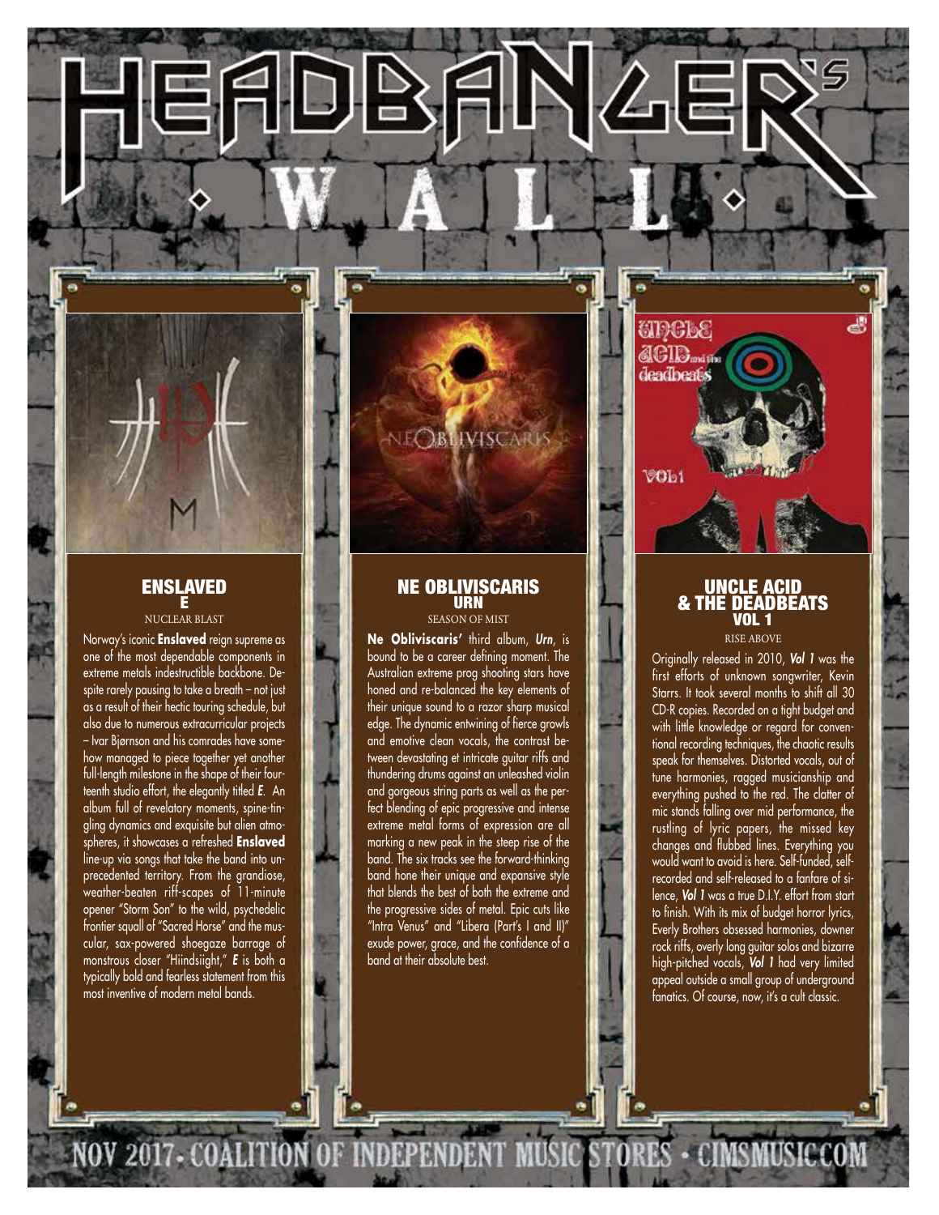# HEADBANGER'S WALL

## ENSLAVED
### E
NUCLEAR BLAST

Norway's iconic **Enslaved** reign supreme as one of the most dependable components in extreme metals indestructible backbone. Despite rarely pausing to take a breath – not just as a result of their hectic touring schedule, but also due to numerous extracurricular projects – Ivar Bjørnson and his comrades have somehow managed to piece together yet another full-length milestone in the shape of their fourteenth studio effort, the elegantly titled ***E***. An album full of revelatory moments, spine-tingling dynamics and exquisite but alien atmospheres, it showcases a refreshed **Enslaved** line-up via songs that take the band into unprecedented territory. From the grandiose, weather-beaten riff-scapes of 11-minute opener "Storm Son" to the wild, psychedelic frontier squall of "Sacred Horse" and the muscular, sax-powered shoegaze barrage of monstrous closer "Hiindsiight," ***E*** is both a typically bold and fearless statement from this most inventive of modern metal bands.

## NE OBLIVISCARIS
### URN
SEASON OF MIST

**Ne Obliviscaris'** third album, ***Urn***, is bound to be a career defining moment. The Australian extreme prog shooting stars have honed and re-balanced the key elements of their unique sound to a razor sharp musical edge. The dynamic entwining of fierce growls and emotive clean vocals, the contrast between devastating et intricate guitar riffs and thundering drums against an unleashed violin and gorgeous string parts as well as the perfect blending of epic progressive and intense extreme metal forms of expression are all marking a new peak in the steep rise of the band. The six tracks see the forward-thinking band hone their unique and expansive style that blends the best of both the extreme and the progressive sides of metal. Epic cuts like "Intra Venus" and "Libera (Part's I and II)" exude power, grace, and the confidence of a band at their absolute best.

## UNCLE ACID & THE DEADBEATS
### VOL 1
RISE ABOVE

Originally released in 2010, ***Vol 1*** was the first efforts of unknown songwriter, Kevin Starrs. It took several months to shift all 30 CD-R copies. Recorded on a tight budget and with little knowledge or regard for conventional recording techniques, the chaotic results speak for themselves. Distorted vocals, out of tune harmonies, ragged musicianship and everything pushed to the red. The clatter of mic stands falling over mid performance, the rustling of lyric papers, the missed key changes and flubbed lines. Everything you would want to avoid is here. Self-funded, self-recorded and self-released to a fanfare of silence, ***Vol 1*** was a true D.I.Y. effort from start to finish. With its mix of budget horror lyrics, Everly Brothers obsessed harmonies, downer rock riffs, overly long guitar solos and bizarre high-pitched vocals, ***Vol 1*** had very limited appeal outside a small group of underground fanatics. Of course, now, it's a cult classic.